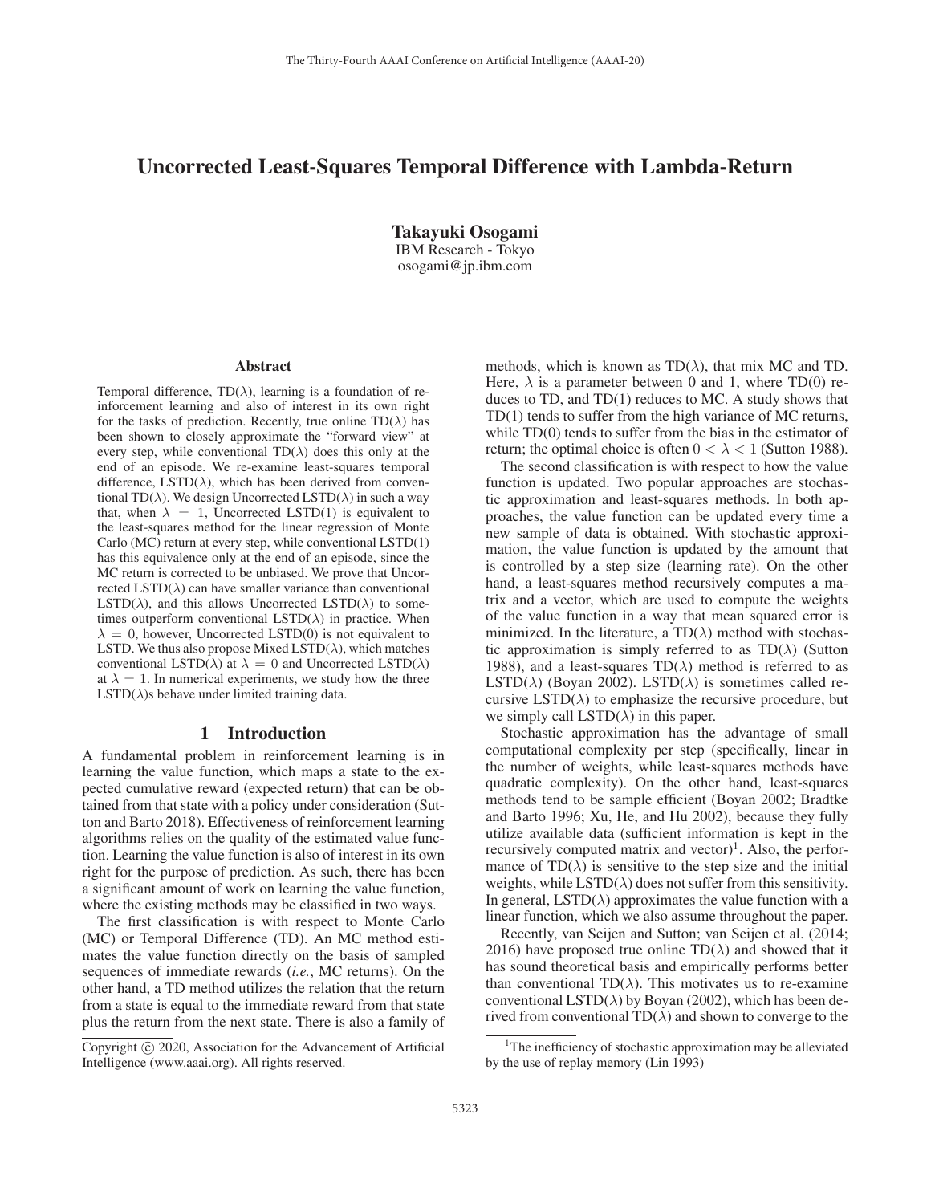# Uncorrected Least-Squares Temporal Difference with Lambda-Return

**Takayuki Osogami**
IBM Research - Tokyo
osogami@jp.ibm.com

## Abstract

Temporal difference, TD($\lambda$), learning is a foundation of reinforcement learning and also of interest in its own right for the tasks of prediction. Recently, true online TD($\lambda$) has been shown to closely approximate the "forward view" at every step, while conventional TD($\lambda$) does this only at the end of an episode. We re-examine least-squares temporal difference, LSTD($\lambda$), which has been derived from conventional TD($\lambda$). We design Uncorrected LSTD($\lambda$) in such a way that, when $\lambda = 1$, Uncorrected LSTD(1) is equivalent to the least-squares method for the linear regression of Monte Carlo (MC) return at every step, while conventional LSTD(1) has this equivalence only at the end of an episode, since the MC return is corrected to be unbiased. We prove that Uncorrected LSTD($\lambda$) can have smaller variance than conventional LSTD($\lambda$), and this allows Uncorrected LSTD($\lambda$) to sometimes outperform conventional LSTD($\lambda$) in practice. When $\lambda = 0$, however, Uncorrected LSTD(0) is not equivalent to LSTD. We thus also propose Mixed LSTD($\lambda$), which matches conventional LSTD($\lambda$) at $\lambda = 0$ and Uncorrected LSTD($\lambda$) at $\lambda = 1$. In numerical experiments, we study how the three LSTD($\lambda$)s behave under limited training data.

## 1 Introduction

A fundamental problem in reinforcement learning is in learning the value function, which maps a state to the expected cumulative reward (expected return) that can be obtained from that state with a policy under consideration (Sutton and Barto 2018). Effectiveness of reinforcement learning algorithms relies on the quality of the estimated value function. Learning the value function is also of interest in its own right for the purpose of prediction. As such, there has been a significant amount of work on learning the value function, where the existing methods may be classified in two ways.

The first classification is with respect to Monte Carlo (MC) or Temporal Difference (TD). An MC method estimates the value function directly on the basis of sampled sequences of immediate rewards (*i.e.*, MC returns). On the other hand, a TD method utilizes the relation that the return from a state is equal to the immediate reward from that state plus the return from the next state. There is also a family of methods, which is known as TD($\lambda$), that mix MC and TD. Here, $\lambda$ is a parameter between 0 and 1, where TD(0) reduces to TD, and TD(1) reduces to MC. A study shows that TD(1) tends to suffer from the high variance of MC returns, while TD(0) tends to suffer from the bias in the estimator of return; the optimal choice is often $0 < \lambda < 1$ (Sutton 1988).

The second classification is with respect to how the value function is updated. Two popular approaches are stochastic approximation and least-squares methods. In both approaches, the value function can be updated every time a new sample of data is obtained. With stochastic approximation, the value function is updated by the amount that is controlled by a step size (learning rate). On the other hand, a least-squares method recursively computes a matrix and a vector, which are used to compute the weights of the value function in a way that mean squared error is minimized. In the literature, a TD($\lambda$) method with stochastic approximation is simply referred to as TD($\lambda$) (Sutton 1988), and a least-squares TD($\lambda$) method is referred to as LSTD($\lambda$) (Boyan 2002). LSTD($\lambda$) is sometimes called recursive LSTD($\lambda$) to emphasize the recursive procedure, but we simply call LSTD($\lambda$) in this paper.

Stochastic approximation has the advantage of small computational complexity per step (specifically, linear in the number of weights, while least-squares methods have quadratic complexity). On the other hand, least-squares methods tend to be sample efficient (Boyan 2002; Bradtke and Barto 1996; Xu, He, and Hu 2002), because they fully utilize available data (sufficient information is kept in the recursively computed matrix and vector)[1]. Also, the performance of TD($\lambda$) is sensitive to the step size and the initial weights, while LSTD($\lambda$) does not suffer from this sensitivity. In general, LSTD($\lambda$) approximates the value function with a linear function, which we also assume throughout the paper.

Recently, van Seijen and Sutton; van Seijen et al. (2014; 2016) have proposed true online TD($\lambda$) and showed that it has sound theoretical basis and empirically performs better than conventional TD($\lambda$). This motivates us to re-examine conventional LSTD($\lambda$) by Boyan (2002), which has been derived from conventional TD($\lambda$) and shown to converge to the

[1] The inefficiency of stochastic approximation may be alleviated by the use of replay memory (Lin 1993)

Copyright © 2020, Association for the Advancement of Artificial Intelligence (www.aaai.org). All rights reserved.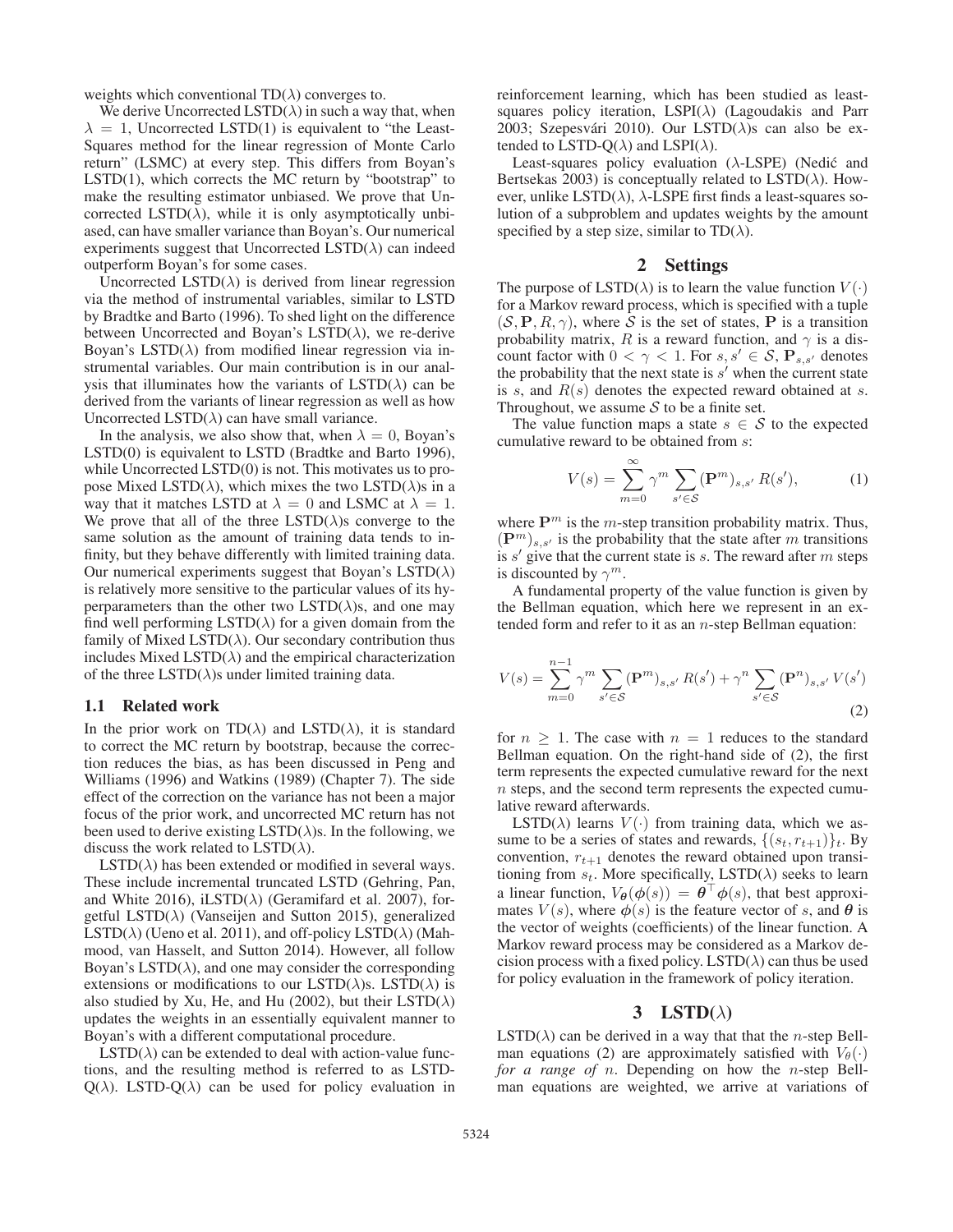weights which conventional TD($\lambda$) converges to.

We derive Uncorrected LSTD($\lambda$) in such a way that, when $\lambda = 1$, Uncorrected LSTD(1) is equivalent to "the Least-Squares method for the linear regression of Monte Carlo return" (LSMC) at every step. This differs from Boyan's LSTD(1), which corrects the MC return by "bootstrap" to make the resulting estimator unbiased. We prove that Uncorrected LSTD($\lambda$), while it is only asymptotically unbiased, can have smaller variance than Boyan's. Our numerical experiments suggest that Uncorrected LSTD($\lambda$) can indeed outperform Boyan's for some cases.

Uncorrected LSTD($\lambda$) is derived from linear regression via the method of instrumental variables, similar to LSTD by Bradtke and Barto (1996). To shed light on the difference between Uncorrected and Boyan's LSTD($\lambda$), we re-derive Boyan's LSTD($\lambda$) from modified linear regression via instrumental variables. Our main contribution is in our analysis that illuminates how the variants of LSTD($\lambda$) can be derived from the variants of linear regression as well as how Uncorrected LSTD($\lambda$) can have small variance.

In the analysis, we also show that, when $\lambda = 0$, Boyan's LSTD(0) is equivalent to LSTD (Bradtke and Barto 1996), while Uncorrected LSTD(0) is not. This motivates us to propose Mixed LSTD($\lambda$), which mixes the two LSTD($\lambda$)s in a way that it matches LSTD at $\lambda = 0$ and LSMC at $\lambda = 1$. We prove that all of the three LSTD($\lambda$)s converge to the same solution as the amount of training data tends to infinity, but they behave differently with limited training data. Our numerical experiments suggest that Boyan's LSTD($\lambda$) is relatively more sensitive to the particular values of its hyperparameters than the other two LSTD($\lambda$)s, and one may find well performing LSTD($\lambda$) for a given domain from the family of Mixed LSTD($\lambda$). Our secondary contribution thus includes Mixed LSTD($\lambda$) and the empirical characterization of the three LSTD($\lambda$)s under limited training data.

### 1.1 Related work

In the prior work on TD($\lambda$) and LSTD($\lambda$), it is standard to correct the MC return by bootstrap, because the correction reduces the bias, as has been discussed in Peng and Williams (1996) and Watkins (1989) (Chapter 7). The side effect of the correction on the variance has not been a major focus of the prior work, and uncorrected MC return has not been used to derive existing LSTD($\lambda$)s. In the following, we discuss the work related to LSTD($\lambda$).

LSTD($\lambda$) has been extended or modified in several ways. These include incremental truncated LSTD (Gehring, Pan, and White 2016), iLSTD($\lambda$) (Geramifard et al. 2007), forgetful LSTD($\lambda$) (Vanseijen and Sutton 2015), generalized LSTD($\lambda$) (Ueno et al. 2011), and off-policy LSTD($\lambda$) (Mahmood, van Hasselt, and Sutton 2014). However, all follow Boyan's LSTD($\lambda$), and one may consider the corresponding extensions or modifications to our LSTD($\lambda$)s. LSTD($\lambda$) is also studied by Xu, He, and Hu (2002), but their LSTD($\lambda$) updates the weights in an essentially equivalent manner to Boyan's with a different computational procedure.

LSTD($\lambda$) can be extended to deal with action-value functions, and the resulting method is referred to as LSTD-Q($\lambda$). LSTD-Q($\lambda$) can be used for policy evaluation in reinforcement learning, which has been studied as least-squares policy iteration, LSPI($\lambda$) (Lagoudakis and Parr 2003; Szepesvári 2010). Our LSTD($\lambda$)s can also be extended to LSTD-Q($\lambda$) and LSPI($\lambda$).

Least-squares policy evaluation ($\lambda$-LSPE) (Nedić and Bertsekas 2003) is conceptually related to LSTD($\lambda$). However, unlike LSTD($\lambda$), $\lambda$-LSPE first finds a least-squares solution of a subproblem and updates weights by the amount specified by a step size, similar to TD($\lambda$).

## 2 Settings

The purpose of LSTD($\lambda$) is to learn the value function $V(\cdot)$ for a Markov reward process, which is specified with a tuple $(\mathcal{S}, \mathbf{P}, R, \gamma)$, where $\mathcal{S}$ is the set of states, $\mathbf{P}$ is a transition probability matrix, $R$ is a reward function, and $\gamma$ is a discount factor with $0 < \gamma < 1$. For $s, s' \in \mathcal{S}$, $\mathbf{P}_{s,s'}$ denotes the probability that the next state is $s'$ when the current state is $s$, and $R(s)$ denotes the expected reward obtained at $s$. Throughout, we assume $\mathcal{S}$ to be a finite set.

The value function maps a state $s \in \mathcal{S}$ to the expected cumulative reward to be obtained from $s$:

$$V(s) = \sum_{m=0}^{\infty} \gamma^m \sum_{s' \in \mathcal{S}} (\mathbf{P}^m)_{s,s'} \, R(s'), \tag{1}$$

where $\mathbf{P}^m$ is the $m$-step transition probability matrix. Thus, $(\mathbf{P}^m)_{s,s'}$ is the probability that the state after $m$ transitions is $s'$ give that the current state is $s$. The reward after $m$ steps is discounted by $\gamma^m$.

A fundamental property of the value function is given by the Bellman equation, which here we represent in an extended form and refer to it as an $n$-step Bellman equation:

$$V(s) = \sum_{m=0}^{n-1} \gamma^m \sum_{s' \in \mathcal{S}} (\mathbf{P}^m)_{s,s'} \, R(s') + \gamma^n \sum_{s' \in \mathcal{S}} (\mathbf{P}^n)_{s,s'} \, V(s') \tag{2}$$

for $n \geq 1$. The case with $n = 1$ reduces to the standard Bellman equation. On the right-hand side of (2), the first term represents the expected cumulative reward for the next $n$ steps, and the second term represents the expected cumulative reward afterwards.

LSTD($\lambda$) learns $V(\cdot)$ from training data, which we assume to be a series of states and rewards, $\{(s_t, r_{t+1})\}_t$. By convention, $r_{t+1}$ denotes the reward obtained upon transitioning from $s_t$. More specifically, LSTD($\lambda$) seeks to learn a linear function, $V_{\boldsymbol{\theta}}(\boldsymbol{\phi}(s)) = \boldsymbol{\theta}^\top \boldsymbol{\phi}(s)$, that best approximates $V(s)$, where $\boldsymbol{\phi}(s)$ is the feature vector of $s$, and $\boldsymbol{\theta}$ is the vector of weights (coefficients) of the linear function. A Markov reward process may be considered as a Markov decision process with a fixed policy. LSTD($\lambda$) can thus be used for policy evaluation in the framework of policy iteration.

## 3 LSTD($\lambda$)

LSTD($\lambda$) can be derived in a way that that the $n$-step Bellman equations (2) are approximately satisfied with $V_\theta(\cdot)$ *for a range of* $n$. Depending on how the $n$-step Bellman equations are weighted, we arrive at variations of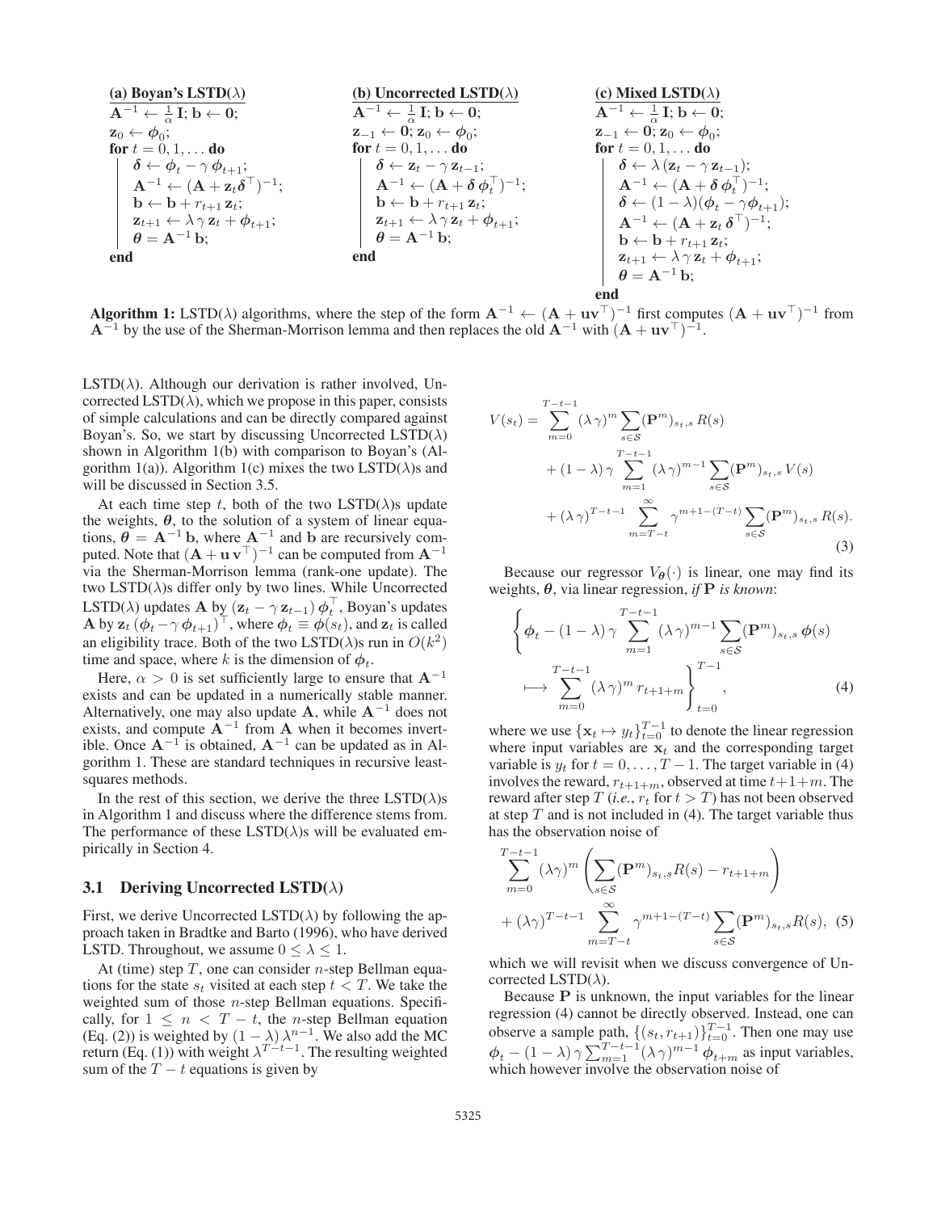**(a) Boyan's LSTD($\lambda$)**

```
A^{-1} ← (1/α) I; b ← 0;
z_0 ← φ_0;
for t = 0, 1, ... do
    δ ← φ_t − γ φ_{t+1};
    A^{-1} ← (A + z_t δ^⊤)^{-1};
    b ← b + r_{t+1} z_t;
    z_{t+1} ← λ γ z_t + φ_{t+1};
    θ = A^{-1} b;
end
```

**(b) Uncorrected LSTD($\lambda$)**

```
A^{-1} ← (1/α) I; b ← 0;
z_{-1} ← 0; z_0 ← φ_0;
for t = 0, 1, ... do
    δ ← z_t − γ z_{t-1};
    A^{-1} ← (A + δ φ_t^⊤)^{-1};
    b ← b + r_{t+1} z_t;
    z_{t+1} ← λ γ z_t + φ_{t+1};
    θ = A^{-1} b;
end
```

**(c) Mixed LSTD($\lambda$)**

```
A^{-1} ← (1/α) I; b ← 0;
z_{-1} ← 0; z_0 ← φ_0;
for t = 0, 1, ... do
    δ ← λ (z_t − γ z_{t-1});
    A^{-1} ← (A + δ φ_t^⊤)^{-1};
    δ ← (1 − λ)(φ_t − γ φ_{t+1});
    A^{-1} ← (A + z_t δ^⊤)^{-1};
    b ← b + r_{t+1} z_t;
    z_{t+1} ← λ γ z_t + φ_{t+1};
    θ = A^{-1} b;
end
```

**Algorithm 1:** LSTD($\lambda$) algorithms, where the step of the form $\mathbf{A}^{-1} \leftarrow (\mathbf{A} + \mathbf{u}\mathbf{v}^\top)^{-1}$ first computes $(\mathbf{A} + \mathbf{u}\mathbf{v}^\top)^{-1}$ from $\mathbf{A}^{-1}$ by the use of the Sherman-Morrison lemma and then replaces the old $\mathbf{A}^{-1}$ with $(\mathbf{A} + \mathbf{u}\mathbf{v}^\top)^{-1}$.

LSTD($\lambda$). Although our derivation is rather involved, Uncorrected LSTD($\lambda$), which we propose in this paper, consists of simple calculations and can be directly compared against Boyan's. So, we start by discussing Uncorrected LSTD($\lambda$) shown in Algorithm 1(b) with comparison to Boyan's (Algorithm 1(a)). Algorithm 1(c) mixes the two LSTD($\lambda$)s and will be discussed in Section 3.5.

At each time step $t$, both of the two LSTD($\lambda$)s update the weights, $\boldsymbol{\theta}$, to the solution of a system of linear equations, $\boldsymbol{\theta} = \mathbf{A}^{-1}\,\mathbf{b}$, where $\mathbf{A}^{-1}$ and $\mathbf{b}$ are recursively computed. Note that $(\mathbf{A} + \mathbf{u}\,\mathbf{v}^\top)^{-1}$ can be computed from $\mathbf{A}^{-1}$ via the Sherman-Morrison lemma (rank-one update). The two LSTD($\lambda$)s differ only by two lines. While Uncorrected LSTD($\lambda$) updates $\mathbf{A}$ by $(\mathbf{z}_t - \gamma\,\mathbf{z}_{t-1})\,\boldsymbol{\phi}_t^\top$, Boyan's updates $\mathbf{A}$ by $\mathbf{z}_t\,(\boldsymbol{\phi}_t - \gamma\,\boldsymbol{\phi}_{t+1})^\top$, where $\boldsymbol{\phi}_t \equiv \boldsymbol{\phi}(s_t)$, and $\mathbf{z}_t$ is called an eligibility trace. Both of the two LSTD($\lambda$)s run in $O(k^2)$ time and space, where $k$ is the dimension of $\boldsymbol{\phi}_t$.

Here, $\alpha > 0$ is set sufficiently large to ensure that $\mathbf{A}^{-1}$ exists and can be updated in a numerically stable manner. Alternatively, one may also update $\mathbf{A}$, while $\mathbf{A}^{-1}$ does not exists, and compute $\mathbf{A}^{-1}$ from $\mathbf{A}$ when it becomes invertible. Once $\mathbf{A}^{-1}$ is obtained, $\mathbf{A}^{-1}$ can be updated as in Algorithm 1. These are standard techniques in recursive least-squares methods.

In the rest of this section, we derive the three LSTD($\lambda$)s in Algorithm 1 and discuss where the difference stems from. The performance of these LSTD($\lambda$)s will be evaluated empirically in Section 4.

### 3.1 Deriving Uncorrected LSTD($\lambda$)

First, we derive Uncorrected LSTD($\lambda$) by following the approach taken in Bradtke and Barto (1996), who have derived LSTD. Throughout, we assume $0 \le \lambda \le 1$.

At (time) step $T$, one can consider $n$-step Bellman equations for the state $s_t$ visited at each step $t < T$. We take the weighted sum of those $n$-step Bellman equations. Specifically, for $1 \le n < T - t$, the $n$-step Bellman equation (Eq. (2)) is weighted by $(1-\lambda)\,\lambda^{n-1}$. We also add the MC return (Eq. (1)) with weight $\lambda^{T-t-1}$. The resulting weighted sum of the $T-t$ equations is given by

$$
\begin{aligned}
V(s_t) = &\sum_{m=0}^{T-t-1} (\lambda\,\gamma)^m \sum_{s\in\mathcal{S}} (\mathbf{P}^m)_{s_t,s}\, R(s) \\
&+ (1-\lambda)\,\gamma \sum_{m=1}^{T-t-1} (\lambda\,\gamma)^{m-1} \sum_{s\in\mathcal{S}} (\mathbf{P}^m)_{s_t,s}\, V(s) \\
&+ (\lambda\,\gamma)^{T-t-1} \sum_{m=T-t}^{\infty} \gamma^{m+1-(T-t)} \sum_{s\in\mathcal{S}} (\mathbf{P}^m)_{s_t,s}\, R(s).
\end{aligned} \tag{3}
$$

Because our regressor $V_{\boldsymbol{\theta}}(\cdot)$ is linear, one may find its weights, $\boldsymbol{\theta}$, via linear regression, *if* $\mathbf{P}$ *is known*:

$$
\left\{ \boldsymbol{\phi}_t - (1-\lambda)\,\gamma \sum_{m=1}^{T-t-1} (\lambda\,\gamma)^{m-1} \sum_{s\in\mathcal{S}} (\mathbf{P}^m)_{s_t,s}\, \boldsymbol{\phi}(s) \longmapsto \sum_{m=0}^{T-t-1} (\lambda\,\gamma)^m\, r_{t+1+m} \right\}_{t=0}^{T-1}, \tag{4}
$$

where we use $\{\mathbf{x}_t \mapsto y_t\}_{t=0}^{T-1}$ to denote the linear regression where input variables are $\mathbf{x}_t$ and the corresponding target variable is $y_t$ for $t = 0, \ldots, T-1$. The target variable in (4) involves the reward, $r_{t+1+m}$, observed at time $t+1+m$. The reward after step $T$ (*i.e.*, $r_t$ for $t > T$) has not been observed at step $T$ and is not included in (4). The target variable thus has the observation noise of

$$
\sum_{m=0}^{T-t-1} (\lambda\gamma)^m \left( \sum_{s\in\mathcal{S}} (\mathbf{P}^m)_{s_t,s} R(s) - r_{t+1+m} \right) + (\lambda\gamma)^{T-t-1} \sum_{m=T-t}^{\infty} \gamma^{m+1-(T-t)} \sum_{s\in\mathcal{S}} (\mathbf{P}^m)_{s_t,s} R(s), \tag{5}
$$

which we will revisit when we discuss convergence of Uncorrected LSTD($\lambda$).

Because $\mathbf{P}$ is unknown, the input variables for the linear regression (4) cannot be directly observed. Instead, one can observe a sample path, $\{(s_t, r_{t+1})\}_{t=0}^{T-1}$. Then one may use $\boldsymbol{\phi}_t - (1-\lambda)\,\gamma \sum_{m=1}^{T-t-1} (\lambda\,\gamma)^{m-1}\, \boldsymbol{\phi}_{t+m}$ as input variables, which however involve the observation noise of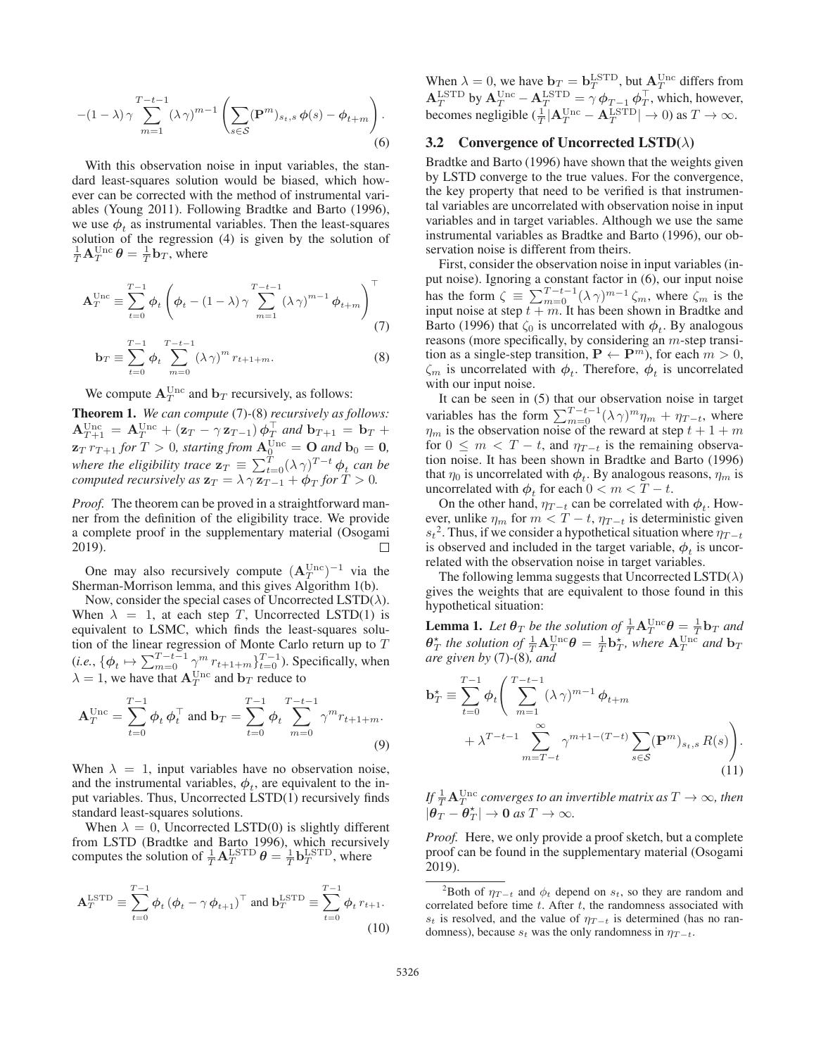$$-(1-\lambda)\,\gamma \sum_{m=1}^{T-t-1} (\lambda\,\gamma)^{m-1} \left( \sum_{s\in\mathcal{S}} (\mathbf{P}^m)_{s_t,s}\,\boldsymbol{\phi}(s) - \boldsymbol{\phi}_{t+m} \right). \tag{6}$$

With this observation noise in input variables, the standard least-squares solution would be biased, which however can be corrected with the method of instrumental variables (Young 2011). Following Bradtke and Barto (1996), we use $\boldsymbol{\phi}_t$ as instrumental variables. Then the least-squares solution of the regression (4) is given by the solution of $\frac{1}{T}\mathbf{A}_T^{\mathrm{Unc}}\,\boldsymbol{\theta} = \frac{1}{T}\mathbf{b}_T$, where

$$\mathbf{A}_T^{\mathrm{Unc}} \equiv \sum_{t=0}^{T-1} \boldsymbol{\phi}_t \left( \boldsymbol{\phi}_t - (1-\lambda)\,\gamma \sum_{m=1}^{T-t-1} (\lambda\,\gamma)^{m-1}\,\boldsymbol{\phi}_{t+m} \right)^\top \tag{7}$$

$$\mathbf{b}_T \equiv \sum_{t=0}^{T-1} \boldsymbol{\phi}_t \sum_{m=0}^{T-t-1} (\lambda\,\gamma)^m\, r_{t+1+m}. \tag{8}$$

We compute $\mathbf{A}_T^{\mathrm{Unc}}$ and $\mathbf{b}_T$ recursively, as follows:

**Theorem 1.** *We can compute* (7)-(8) *recursively as follows:* $\mathbf{A}_{T+1}^{\mathrm{Unc}} = \mathbf{A}_T^{\mathrm{Unc}} + (\mathbf{z}_T - \gamma\,\mathbf{z}_{T-1})\,\boldsymbol{\phi}_T^\top$ *and* $\mathbf{b}_{T+1} = \mathbf{b}_T + \mathbf{z}_T\, r_{T+1}$ *for* $T > 0$*, starting from* $\mathbf{A}_0^{\mathrm{Unc}} = \mathbf{O}$ *and* $\mathbf{b}_0 = \mathbf{0}$*, where the eligibility trace* $\mathbf{z}_T \equiv \sum_{t=0}^{T} (\lambda\,\gamma)^{T-t}\,\boldsymbol{\phi}_t$ *can be computed recursively as* $\mathbf{z}_T = \lambda\,\gamma\,\mathbf{z}_{T-1} + \boldsymbol{\phi}_T$ *for* $T > 0$*.*

*Proof.* The theorem can be proved in a straightforward manner from the definition of the eligibility trace. We provide a complete proof in the supplementary material (Osogami 2019). □

One may also recursively compute $(\mathbf{A}_T^{\mathrm{Unc}})^{-1}$ via the Sherman-Morrison lemma, and this gives Algorithm 1(b).

Now, consider the special cases of Uncorrected LSTD($\lambda$). When $\lambda = 1$, at each step $T$, Uncorrected LSTD(1) is equivalent to LSMC, which finds the least-squares solution of the linear regression of Monte Carlo return up to $T$ (*i.e.*, $\{\boldsymbol{\phi}_t \mapsto \sum_{m=0}^{T-t-1} \gamma^m\, r_{t+1+m}\}_{t=0}^{T-1}$). Specifically, when $\lambda = 1$, we have that $\mathbf{A}_T^{\mathrm{Unc}}$ and $\mathbf{b}_T$ reduce to

$$\mathbf{A}_T^{\mathrm{Unc}} = \sum_{t=0}^{T-1} \boldsymbol{\phi}_t\,\boldsymbol{\phi}_t^\top \text{ and } \mathbf{b}_T = \sum_{t=0}^{T-1} \boldsymbol{\phi}_t \sum_{m=0}^{T-t-1} \gamma^m r_{t+1+m}. \tag{9}$$

When $\lambda = 1$, input variables have no observation noise, and the instrumental variables, $\boldsymbol{\phi}_t$, are equivalent to the input variables. Thus, Uncorrected LSTD(1) recursively finds standard least-squares solutions.

When $\lambda = 0$, Uncorrected LSTD(0) is slightly different from LSTD (Bradtke and Barto 1996), which recursively computes the solution of $\frac{1}{T}\mathbf{A}_T^{\mathrm{LSTD}}\,\boldsymbol{\theta} = \frac{1}{T}\mathbf{b}_T^{\mathrm{LSTD}}$, where

$$\mathbf{A}_T^{\mathrm{LSTD}} \equiv \sum_{t=0}^{T-1} \boldsymbol{\phi}_t\,(\boldsymbol{\phi}_t - \gamma\,\boldsymbol{\phi}_{t+1})^\top \text{ and } \mathbf{b}_T^{\mathrm{LSTD}} \equiv \sum_{t=0}^{T-1} \boldsymbol{\phi}_t\, r_{t+1}. \tag{10}$$

When $\lambda = 0$, we have $\mathbf{b}_T = \mathbf{b}_T^{\mathrm{LSTD}}$, but $\mathbf{A}_T^{\mathrm{Unc}}$ differs from $\mathbf{A}_T^{\mathrm{LSTD}}$ by $\mathbf{A}_T^{\mathrm{Unc}} - \mathbf{A}_T^{\mathrm{LSTD}} = \gamma\,\boldsymbol{\phi}_{T-1}\,\boldsymbol{\phi}_T^\top$, which, however, becomes negligible ($\frac{1}{T}|\mathbf{A}_T^{\mathrm{Unc}} - \mathbf{A}_T^{\mathrm{LSTD}}| \to 0$) as $T \to \infty$.

### 3.2 Convergence of Uncorrected LSTD($\lambda$)

Bradtke and Barto (1996) have shown that the weights given by LSTD converge to the true values. For the convergence, the key property that need to be verified is that instrumental variables are uncorrelated with observation noise in input variables and in target variables. Although we use the same instrumental variables as Bradtke and Barto (1996), our observation noise is different from theirs.

First, consider the observation noise in input variables (input noise). Ignoring a constant factor in (6), our input noise has the form $\zeta \equiv \sum_{m=0}^{T-t-1} (\lambda\,\gamma)^{m-1}\,\zeta_m$, where $\zeta_m$ is the input noise at step $t+m$. It has been shown in Bradtke and Barto (1996) that $\zeta_0$ is uncorrelated with $\boldsymbol{\phi}_t$. By analogous reasons (more specifically, by considering an $m$-step transition as a single-step transition, $\mathbf{P} \leftarrow \mathbf{P}^m$), for each $m > 0$, $\zeta_m$ is uncorrelated with $\boldsymbol{\phi}_t$. Therefore, $\boldsymbol{\phi}_t$ is uncorrelated with our input noise.

It can be seen in (5) that our observation noise in target variables has the form $\sum_{m=0}^{T-t-1} (\lambda\,\gamma)^m \eta_m + \eta_{T-t}$, where $\eta_m$ is the observation noise of the reward at step $t+1+m$ for $0 \le m < T-t$, and $\eta_{T-t}$ is the remaining observation noise. It has been shown in Bradtke and Barto (1996) that $\eta_0$ is uncorrelated with $\boldsymbol{\phi}_t$. By analogous reasons, $\eta_m$ is uncorrelated with $\boldsymbol{\phi}_t$ for each $0 < m < T-t$.

On the other hand, $\eta_{T-t}$ can be correlated with $\boldsymbol{\phi}_t$. However, unlike $\eta_m$ for $m < T-t$, $\eta_{T-t}$ is deterministic given $s_t$[2]. Thus, if we consider a hypothetical situation where $\eta_{T-t}$ is observed and included in the target variable, $\boldsymbol{\phi}_t$ is uncorrelated with the observation noise in target variables.

The following lemma suggests that Uncorrected LSTD($\lambda$) gives the weights that are equivalent to those found in this hypothetical situation:

**Lemma 1.** *Let* $\boldsymbol{\theta}_T$ *be the solution of* $\frac{1}{T}\mathbf{A}_T^{\mathrm{Unc}}\boldsymbol{\theta} = \frac{1}{T}\mathbf{b}_T$ *and* $\boldsymbol{\theta}_T^\star$ *the solution of* $\frac{1}{T}\mathbf{A}_T^{\mathrm{Unc}}\boldsymbol{\theta} = \frac{1}{T}\mathbf{b}_T^\star$*, where* $\mathbf{A}_T^{\mathrm{Unc}}$ *and* $\mathbf{b}_T$ *are given by* (7)-(8)*, and*

$$\mathbf{b}_T^\star \equiv \sum_{t=0}^{T-1} \boldsymbol{\phi}_t \Bigg( \sum_{m=1}^{T-t-1} (\lambda\,\gamma)^{m-1}\,\boldsymbol{\phi}_{t+m} + \lambda^{T-t-1} \sum_{m=T-t}^{\infty} \gamma^{m+1-(T-t)} \sum_{s\in\mathcal{S}} (\mathbf{P}^m)_{s_t,s}\, R(s) \Bigg). \tag{11}$$

*If* $\frac{1}{T}\mathbf{A}_T^{\mathrm{Unc}}$ *converges to an invertible matrix as* $T \to \infty$*, then* $|\boldsymbol{\theta}_T - \boldsymbol{\theta}_T^\star| \to \mathbf{0}$ *as* $T \to \infty$*.*

*Proof.* Here, we only provide a proof sketch, but a complete proof can be found in the supplementary material (Osogami 2019).

[2] Both of $\eta_{T-t}$ and $\phi_t$ depend on $s_t$, so they are random and correlated before time $t$. After $t$, the randomness associated with $s_t$ is resolved, and the value of $\eta_{T-t}$ is determined (has no randomness), because $s_t$ was the only randomness in $\eta_{T-t}$.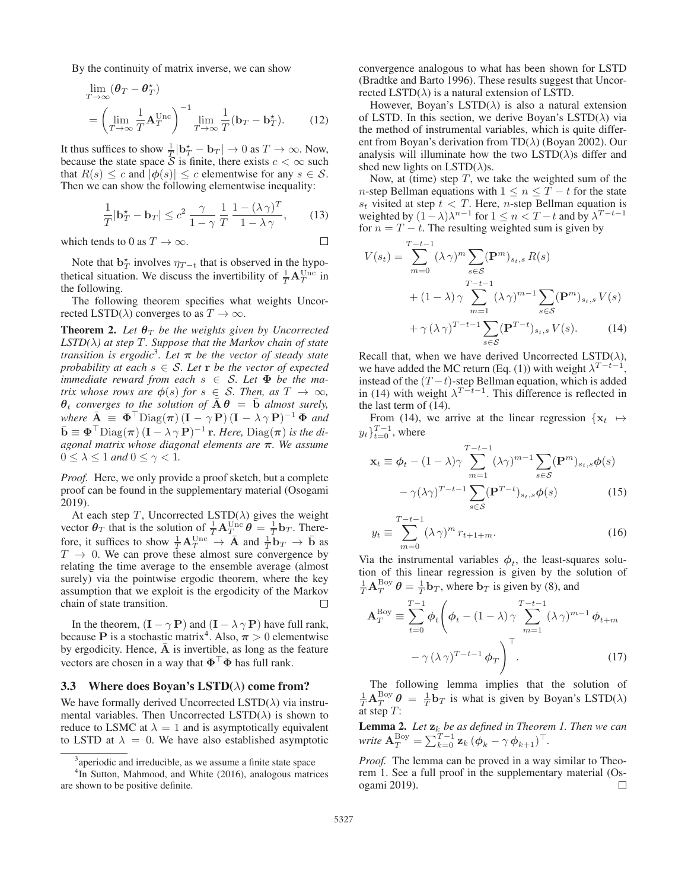By the continuity of matrix inverse, we can show

$$
\lim_{T\to\infty}(\boldsymbol{\theta}_T - \boldsymbol{\theta}_T^\star) = \left(\lim_{T\to\infty}\frac{1}{T}\mathbf{A}_T^{\mathrm{Unc}}\right)^{-1}\lim_{T\to\infty}\frac{1}{T}(\mathbf{b}_T - \mathbf{b}_T^\star). \tag{12}
$$

It thus suffices to show $\frac{1}{T}|\mathbf{b}_T^\star - \mathbf{b}_T| \to 0$ as $T \to \infty$. Now, because the state space $\mathcal{S}$ is finite, there exists $c < \infty$ such that $R(s) \le c$ and $|\boldsymbol{\phi}(s)| \le c$ elementwise for any $s \in \mathcal{S}$. Then we can show the following elementwise inequality:

$$
\frac{1}{T}|\mathbf{b}_T^\star - \mathbf{b}_T| \le c^2\,\frac{\gamma}{1-\gamma}\,\frac{1}{T}\,\frac{1-(\lambda\gamma)^T}{1-\lambda\gamma}, \tag{13}
$$

which tends to 0 as $T \to \infty$. □

Note that $\mathbf{b}_T^\star$ involves $\eta_{T-t}$ that is observed in the hypothetical situation. We discuss the invertibility of $\frac{1}{T}\mathbf{A}_T^{\mathrm{Unc}}$ in the following.

The following theorem specifies what weights Uncorrected LSTD($\lambda$) converges to as $T \to \infty$.

**Theorem 2.** *Let $\boldsymbol{\theta}_T$ be the weights given by Uncorrected LSTD($\lambda$) at step $T$. Suppose that the Markov chain of state transition is ergodic[3]. Let $\boldsymbol{\pi}$ be the vector of steady state probability at each $s \in \mathcal{S}$. Let $\mathbf{r}$ be the vector of expected immediate reward from each $s \in \mathcal{S}$. Let $\boldsymbol{\Phi}$ be the matrix whose rows are $\boldsymbol{\phi}(s)$ for $s \in \mathcal{S}$. Then, as $T \to \infty$, $\boldsymbol{\theta}_t$ converges to the solution of $\bar{\mathbf{A}}\,\boldsymbol{\theta} = \bar{\mathbf{b}}$ almost surely, where $\bar{\mathbf{A}} \equiv \boldsymbol{\Phi}^\top \mathrm{Diag}(\boldsymbol{\pi})\,(\mathbf{I} - \gamma\,\mathbf{P})\,(\mathbf{I} - \lambda\,\gamma\,\mathbf{P})^{-1}\,\boldsymbol{\Phi}$ and $\bar{\mathbf{b}} \equiv \boldsymbol{\Phi}^\top \mathrm{Diag}(\boldsymbol{\pi})\,(\mathbf{I} - \lambda\,\gamma\,\mathbf{P})^{-1}\,\mathbf{r}$. Here, $\mathrm{Diag}(\boldsymbol{\pi})$ is the diagonal matrix whose diagonal elements are $\boldsymbol{\pi}$. We assume $0 \le \lambda \le 1$ and $0 \le \gamma < 1$.*

*Proof.* Here, we only provide a proof sketch, but a complete proof can be found in the supplementary material (Osogami 2019).

At each step $T$, Uncorrected LSTD($\lambda$) gives the weight vector $\boldsymbol{\theta}_T$ that is the solution of $\frac{1}{T}\mathbf{A}_T^{\mathrm{Unc}}\,\boldsymbol{\theta} = \frac{1}{T}\mathbf{b}_T$. Therefore, it suffices to show $\frac{1}{T}\mathbf{A}_T^{\mathrm{Unc}} \to \bar{\mathbf{A}}$ and $\frac{1}{T}\mathbf{b}_T \to \bar{\mathbf{b}}$ as $T \to 0$. We can prove these almost sure convergence by relating the time average to the ensemble average (almost surely) via the pointwise ergodic theorem, where the key assumption that we exploit is the ergodicity of the Markov chain of state transition. □

In the theorem, $(\mathbf{I} - \gamma\,\mathbf{P})$ and $(\mathbf{I} - \lambda\,\gamma\,\mathbf{P})$ have full rank, because $\mathbf{P}$ is a stochastic matrix[4]. Also, $\boldsymbol{\pi} > 0$ elementwise by ergodicity. Hence, $\bar{\mathbf{A}}$ is invertible, as long as the feature vectors are chosen in a way that $\boldsymbol{\Phi}^\top\boldsymbol{\Phi}$ has full rank.

### 3.3 Where does Boyan's LSTD($\lambda$) come from?

We have formally derived Uncorrected LSTD($\lambda$) via instrumental variables. Then Uncorrected LSTD($\lambda$) is shown to reduce to LSMC at $\lambda = 1$ and is asymptotically equivalent to LSTD at $\lambda = 0$. We have also established asymptotic convergence analogous to what has been shown for LSTD (Bradtke and Barto 1996). These results suggest that Uncorrected LSTD($\lambda$) is a natural extension of LSTD.

However, Boyan's LSTD($\lambda$) is also a natural extension of LSTD. In this section, we derive Boyan's LSTD($\lambda$) via the method of instrumental variables, which is quite different from Boyan's derivation from TD($\lambda$) (Boyan 2002). Our analysis will illuminate how the two LSTD($\lambda$)s differ and shed new lights on LSTD($\lambda$)s.

Now, at (time) step $T$, we take the weighted sum of the $n$-step Bellman equations with $1 \le n \le T - t$ for the state $s_t$ visited at step $t < T$. Here, $n$-step Bellman equation is weighted by $(1-\lambda)\lambda^{n-1}$ for $1 \le n < T - t$ and by $\lambda^{T-t-1}$ for $n = T - t$. The resulting weighted sum is given by

$$
\begin{aligned}
V(s_t) = &\sum_{m=0}^{T-t-1}(\lambda\,\gamma)^m\sum_{s\in\mathcal{S}}(\mathbf{P}^m)_{s_t,s}\,R(s) \\
&+ (1-\lambda)\,\gamma\sum_{m=1}^{T-t-1}(\lambda\,\gamma)^{m-1}\sum_{s\in\mathcal{S}}(\mathbf{P}^m)_{s_t,s}\,V(s) \\
&+ \gamma\,(\lambda\,\gamma)^{T-t-1}\sum_{s\in\mathcal{S}}(\mathbf{P}^{T-t})_{s_t,s}\,V(s).
\end{aligned} \tag{14}
$$

Recall that, when we have derived Uncorrected LSTD($\lambda$), we have added the MC return (Eq. (1)) with weight $\lambda^{T-t-1}$, instead of the $(T-t)$-step Bellman equation, which is added in (14) with weight $\lambda^{T-t-1}$. This difference is reflected in the last term of (14).

From (14), we arrive at the linear regression $\{\mathbf{x}_t \mapsto y_t\}_{t=0}^{T-1}$, where

$$
\begin{aligned}
\mathbf{x}_t \equiv\ &\boldsymbol{\phi}_t - (1-\lambda)\gamma\sum_{m=1}^{T-t-1}(\lambda\gamma)^{m-1}\sum_{s\in\mathcal{S}}(\mathbf{P}^m)_{s_t,s}\boldsymbol{\phi}(s) \\
&- \gamma(\lambda\gamma)^{T-t-1}\sum_{s\in\mathcal{S}}(\mathbf{P}^{T-t})_{s_t,s}\boldsymbol{\phi}(s)
\end{aligned} \tag{15}
$$

$$
y_t \equiv \sum_{m=0}^{T-t-1}(\lambda\,\gamma)^m\,r_{t+1+m}. \tag{16}
$$

Via the instrumental variables $\boldsymbol{\phi}_t$, the least-squares solution of this linear regression is given by the solution of $\frac{1}{T}\mathbf{A}_T^{\mathrm{Boy}}\,\boldsymbol{\theta} = \frac{1}{T}\mathbf{b}_T$, where $\mathbf{b}_T$ is given by (8), and

$$
\mathbf{A}_T^{\mathrm{Boy}} \equiv \sum_{t=0}^{T-1}\boldsymbol{\phi}_t\left(\boldsymbol{\phi}_t - (1-\lambda)\,\gamma\sum_{m=1}^{T-t-1}(\lambda\,\gamma)^{m-1}\,\boldsymbol{\phi}_{t+m} - \gamma\,(\lambda\,\gamma)^{T-t-1}\,\boldsymbol{\phi}_T\right)^\top. \tag{17}
$$

The following lemma implies that the solution of $\frac{1}{T}\mathbf{A}_T^{\mathrm{Boy}}\,\boldsymbol{\theta} = \frac{1}{T}\mathbf{b}_T$ is what is given by Boyan's LSTD($\lambda$) at step $T$:

**Lemma 2.** *Let $\mathbf{z}_k$ be as defined in Theorem 1. Then we can write $\mathbf{A}_T^{\mathrm{Boy}} = \sum_{k=0}^{T-1}\mathbf{z}_k\,(\boldsymbol{\phi}_k - \gamma\,\boldsymbol{\phi}_{k+1})^\top$.*

*Proof.* The lemma can be proved in a way similar to Theorem 1. See a full proof in the supplementary material (Osogami 2019). □

---

[3] aperiodic and irreducible, as we assume a finite state space

[4] In Sutton, Mahmood, and White (2016), analogous matrices are shown to be positive definite.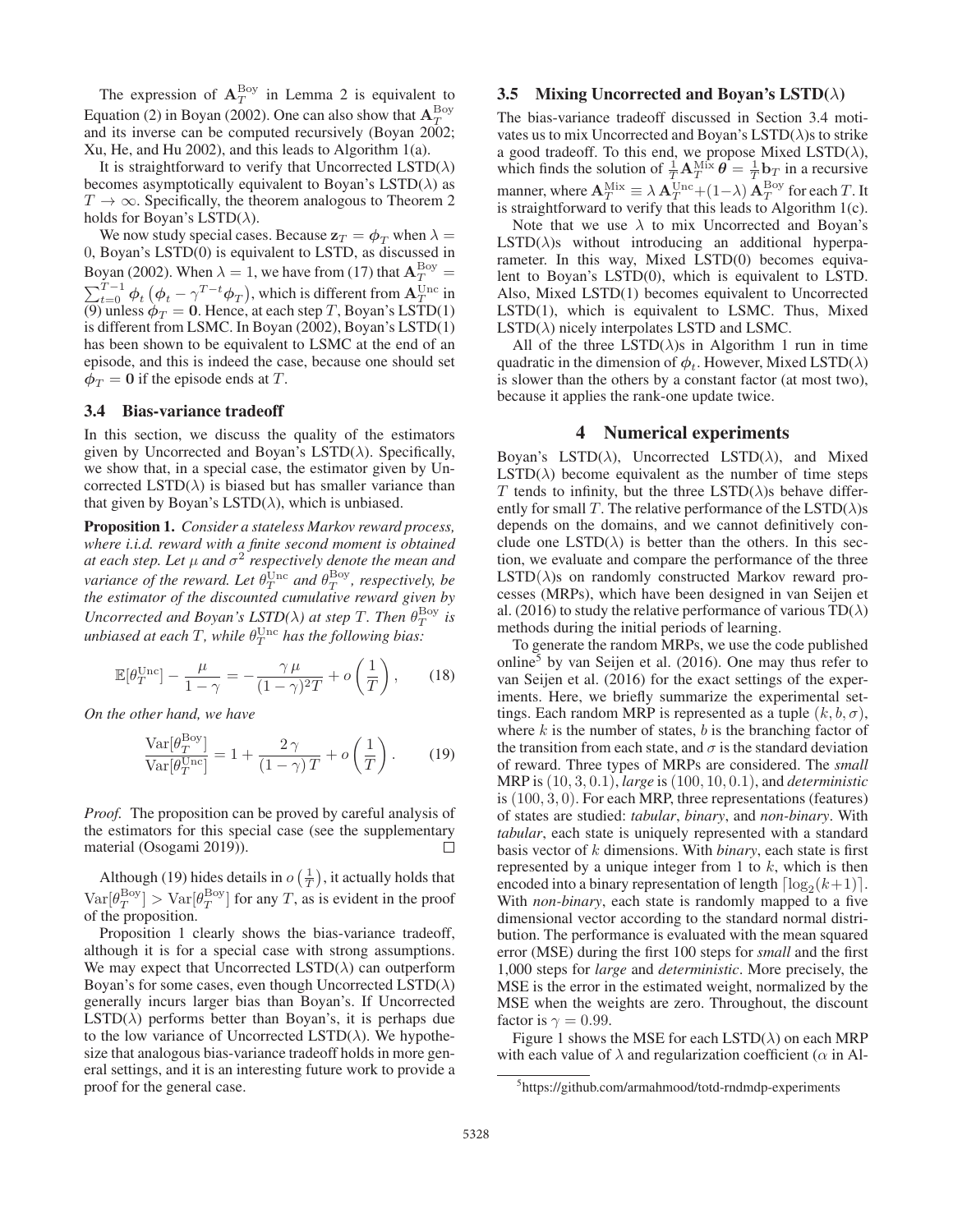The expression of $\mathbf{A}_T^{\mathrm{Boy}}$ in Lemma 2 is equivalent to Equation (2) in Boyan (2002). One can also show that $\mathbf{A}_T^{\mathrm{Boy}}$ and its inverse can be computed recursively (Boyan 2002; Xu, He, and Hu 2002), and this leads to Algorithm 1(a).

It is straightforward to verify that Uncorrected LSTD($\lambda$) becomes asymptotically equivalent to Boyan's LSTD($\lambda$) as $T \to \infty$. Specifically, the theorem analogous to Theorem 2 holds for Boyan's LSTD($\lambda$).

We now study special cases. Because $\mathbf{z}_T = \boldsymbol{\phi}_T$ when $\lambda = 0$, Boyan's LSTD(0) is equivalent to LSTD, as discussed in Boyan (2002). When $\lambda = 1$, we have from (17) that $\mathbf{A}_T^{\mathrm{Boy}} = \sum_{t=0}^{T-1} \boldsymbol{\phi}_t \left( \boldsymbol{\phi}_t - \gamma^{T-t} \boldsymbol{\phi}_T \right)$, which is different from $\mathbf{A}_T^{\mathrm{Unc}}$ in (9) unless $\boldsymbol{\phi}_T = \mathbf{0}$. Hence, at each step $T$, Boyan's LSTD(1) is different from LSMC. In Boyan (2002), Boyan's LSTD(1) has been shown to be equivalent to LSMC at the end of an episode, and this is indeed the case, because one should set $\boldsymbol{\phi}_T = \mathbf{0}$ if the episode ends at $T$.

### 3.4 Bias-variance tradeoff

In this section, we discuss the quality of the estimators given by Uncorrected and Boyan's LSTD($\lambda$). Specifically, we show that, in a special case, the estimator given by Uncorrected LSTD($\lambda$) is biased but has smaller variance than that given by Boyan's LSTD($\lambda$), which is unbiased.

**Proposition 1.** *Consider a stateless Markov reward process, where i.i.d. reward with a finite second moment is obtained at each step. Let $\mu$ and $\sigma^2$ respectively denote the mean and variance of the reward. Let $\theta_T^{\mathrm{Unc}}$ and $\theta_T^{\mathrm{Boy}}$, respectively, be the estimator of the discounted cumulative reward given by Uncorrected and Boyan's LSTD($\lambda$) at step $T$. Then $\theta_T^{\mathrm{Boy}}$ is unbiased at each $T$, while $\theta_T^{\mathrm{Unc}}$ has the following bias:*

$$\mathbb{E}[\theta_T^{\mathrm{Unc}}] - \frac{\mu}{1-\gamma} = -\frac{\gamma\,\mu}{(1-\gamma)^2 T} + o\left(\frac{1}{T}\right), \qquad (18)$$

*On the other hand, we have*

$$\frac{\mathrm{Var}[\theta_T^{\mathrm{Boy}}]}{\mathrm{Var}[\theta_T^{\mathrm{Unc}}]} = 1 + \frac{2\,\gamma}{(1-\gamma)\,T} + o\left(\frac{1}{T}\right). \qquad (19)$$

*Proof.* The proposition can be proved by careful analysis of the estimators for this special case (see the supplementary material (Osogami 2019)). ∎

Although (19) hides details in $o\left(\frac{1}{T}\right)$, it actually holds that $\mathrm{Var}[\theta_T^{\mathrm{Boy}}] > \mathrm{Var}[\theta_T^{\mathrm{Boy}}]$ for any $T$, as is evident in the proof of the proposition.

Proposition 1 clearly shows the bias-variance tradeoff, although it is for a special case with strong assumptions. We may expect that Uncorrected LSTD($\lambda$) can outperform Boyan's for some cases, even though Uncorrected LSTD($\lambda$) generally incurs larger bias than Boyan's. If Uncorrected LSTD($\lambda$) performs better than Boyan's, it is perhaps due to the low variance of Uncorrected LSTD($\lambda$). We hypothesize that analogous bias-variance tradeoff holds in more general settings, and it is an interesting future work to provide a proof for the general case.

### 3.5 Mixing Uncorrected and Boyan's LSTD($\lambda$)

The bias-variance tradeoff discussed in Section 3.4 motivates us to mix Uncorrected and Boyan's LSTD($\lambda$)s to strike a good tradeoff. To this end, we propose Mixed LSTD($\lambda$), which finds the solution of $\frac{1}{T}\mathbf{A}_T^{\mathrm{Mix}}\boldsymbol{\theta} = \frac{1}{T}\mathbf{b}_T$ in a recursive manner, where $\mathbf{A}_T^{\mathrm{Mix}} \equiv \lambda\,\mathbf{A}_T^{\mathrm{Unc}} + (1-\lambda)\,\mathbf{A}_T^{\mathrm{Boy}}$ for each $T$. It is straightforward to verify that this leads to Algorithm 1(c).

Note that we use $\lambda$ to mix Uncorrected and Boyan's LSTD($\lambda$)s without introducing an additional hyperparameter. In this way, Mixed LSTD(0) becomes equivalent to Boyan's LSTD(0), which is equivalent to LSTD. Also, Mixed LSTD(1) becomes equivalent to Uncorrected LSTD(1), which is equivalent to LSMC. Thus, Mixed LSTD($\lambda$) nicely interpolates LSTD and LSMC.

All of the three LSTD($\lambda$)s in Algorithm 1 run in time quadratic in the dimension of $\boldsymbol{\phi}_t$. However, Mixed LSTD($\lambda$) is slower than the others by a constant factor (at most two), because it applies the rank-one update twice.

## 4 Numerical experiments

Boyan's LSTD($\lambda$), Uncorrected LSTD($\lambda$), and Mixed LSTD($\lambda$) become equivalent as the number of time steps $T$ tends to infinity, but the three LSTD($\lambda$)s behave differently for small $T$. The relative performance of the LSTD($\lambda$)s depends on the domains, and we cannot definitively conclude one LSTD($\lambda$) is better than the others. In this section, we evaluate and compare the performance of the three LSTD($\lambda$)s on randomly constructed Markov reward processes (MRPs), which have been designed in van Seijen et al. (2016) to study the relative performance of various TD($\lambda$) methods during the initial periods of learning.

To generate the random MRPs, we use the code published online[5] by van Seijen et al. (2016). One may thus refer to van Seijen et al. (2016) for the exact settings of the experiments. Here, we briefly summarize the experimental settings. Each random MRP is represented as a tuple $(k, b, \sigma)$, where $k$ is the number of states, $b$ is the branching factor of the transition from each state, and $\sigma$ is the standard deviation of reward. Three types of MRPs are considered. The *small* MRP is $(10, 3, 0.1)$, *large* is $(100, 10, 0.1)$, and *deterministic* is $(100, 3, 0)$. For each MRP, three representations (features) of states are studied: *tabular*, *binary*, and *non-binary*. With *tabular*, each state is uniquely represented with a standard basis vector of $k$ dimensions. With *binary*, each state is first represented by a unique integer from 1 to $k$, which is then encoded into a binary representation of length $\lceil \log_2(k+1) \rceil$. With *non-binary*, each state is randomly mapped to a five dimensional vector according to the standard normal distribution. The performance is evaluated with the mean squared error (MSE) during the first 100 steps for *small* and the first 1,000 steps for *large* and *deterministic*. More precisely, the MSE is the error in the estimated weight, normalized by the MSE when the weights are zero. Throughout, the discount factor is $\gamma = 0.99$.

Figure 1 shows the MSE for each LSTD($\lambda$) on each MRP with each value of $\lambda$ and regularization coefficient ($\alpha$ in Al-

[5] https://github.com/armahmood/totd-rndmdp-experiments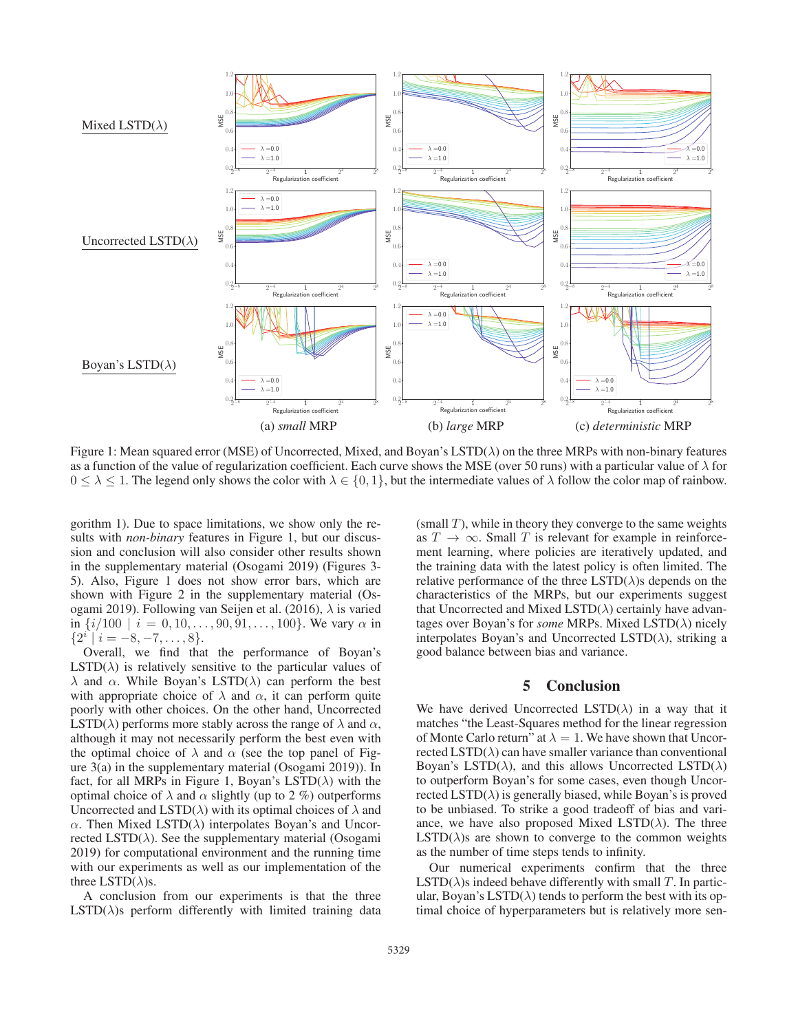Figure 1: Mean squared error (MSE) of Uncorrected, Mixed, and Boyan's LSTD($\lambda$) on the three MRPs with non-binary features as a function of the value of regularization coefficient. Each curve shows the MSE (over 50 runs) with a particular value of $\lambda$ for $0 \le \lambda \le 1$. The legend only shows the color with $\lambda \in \{0, 1\}$, but the intermediate values of $\lambda$ follow the color map of rainbow.

gorithm 1). Due to space limitations, we show only the results with *non-binary* features in Figure 1, but our discussion and conclusion will also consider other results shown in the supplementary material (Osogami 2019) (Figures 3-5). Also, Figure 1 does not show error bars, which are shown with Figure 2 in the supplementary material (Osogami 2019). Following van Seijen et al. (2016), $\lambda$ is varied in $\{i/100 \mid i = 0, 10, \ldots, 90, 91, \ldots, 100\}$. We vary $\alpha$ in $\{2^i \mid i = -8, -7, \ldots, 8\}$.

Overall, we find that the performance of Boyan's LSTD($\lambda$) is relatively sensitive to the particular values of $\lambda$ and $\alpha$. While Boyan's LSTD($\lambda$) can perform the best with appropriate choice of $\lambda$ and $\alpha$, it can perform quite poorly with other choices. On the other hand, Uncorrected LSTD($\lambda$) performs more stably across the range of $\lambda$ and $\alpha$, although it may not necessarily perform the best even with the optimal choice of $\lambda$ and $\alpha$ (see the top panel of Figure 3(a) in the supplementary material (Osogami 2019)). In fact, for all MRPs in Figure 1, Boyan's LSTD($\lambda$) with the optimal choice of $\lambda$ and $\alpha$ slightly (up to 2 %) outperforms Uncorrected and LSTD($\lambda$) with its optimal choices of $\lambda$ and $\alpha$. Then Mixed LSTD($\lambda$) interpolates Boyan's and Uncorrected LSTD($\lambda$). See the supplementary material (Osogami 2019) for computational environment and the running time with our experiments as well as our implementation of the three LSTD($\lambda$)s.

A conclusion from our experiments is that the three LSTD($\lambda$)s perform differently with limited training data (small $T$), while in theory they converge to the same weights as $T \to \infty$. Small $T$ is relevant for example in reinforcement learning, where policies are iteratively updated, and the training data with the latest policy is often limited. The relative performance of the three LSTD($\lambda$)s depends on the characteristics of the MRPs, but our experiments suggest that Uncorrected and Mixed LSTD($\lambda$) certainly have advantages over Boyan's for *some* MRPs. Mixed LSTD($\lambda$) nicely interpolates Boyan's and Uncorrected LSTD($\lambda$), striking a good balance between bias and variance.

## 5 Conclusion

We have derived Uncorrected LSTD($\lambda$) in a way that it matches "the Least-Squares method for the linear regression of Monte Carlo return" at $\lambda = 1$. We have shown that Uncorrected LSTD($\lambda$) can have smaller variance than conventional Boyan's LSTD($\lambda$), and this allows Uncorrected LSTD($\lambda$) to outperform Boyan's for some cases, even though Uncorrected LSTD($\lambda$) is generally biased, while Boyan's is proved to be unbiased. To strike a good tradeoff of bias and variance, we have also proposed Mixed LSTD($\lambda$). The three LSTD($\lambda$)s are shown to converge to the common weights as the number of time steps tends to infinity.

Our numerical experiments confirm that the three LSTD($\lambda$)s indeed behave differently with small $T$. In particular, Boyan's LSTD($\lambda$) tends to perform the best with its optimal choice of hyperparameters but is relatively more sen-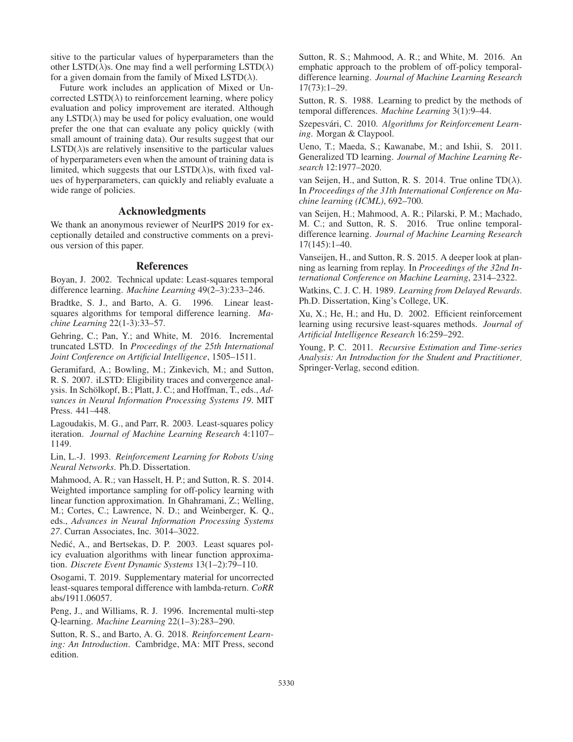sitive to the particular values of hyperparameters than the other LSTD($\lambda$)s. One may find a well performing LSTD($\lambda$) for a given domain from the family of Mixed LSTD($\lambda$).

Future work includes an application of Mixed or Uncorrected LSTD($\lambda$) to reinforcement learning, where policy evaluation and policy improvement are iterated. Although any LSTD($\lambda$) may be used for policy evaluation, one would prefer the one that can evaluate any policy quickly (with small amount of training data). Our results suggest that our LSTD($\lambda$)s are relatively insensitive to the particular values of hyperparameters even when the amount of training data is limited, which suggests that our LSTD($\lambda$)s, with fixed values of hyperparameters, can quickly and reliably evaluate a wide range of policies.

## Acknowledgments

We thank an anonymous reviewer of NeurIPS 2019 for exceptionally detailed and constructive comments on a previous version of this paper.

## References

Boyan, J. 2002. Technical update: Least-squares temporal difference learning. *Machine Learning* 49(2–3):233–246.

Bradtke, S. J., and Barto, A. G. 1996. Linear least-squares algorithms for temporal difference learning. *Machine Learning* 22(1-3):33–57.

Gehring, C.; Pan, Y.; and White, M. 2016. Incremental truncated LSTD. In *Proceedings of the 25th International Joint Conference on Artificial Intelligence*, 1505–1511.

Geramifard, A.; Bowling, M.; Zinkevich, M.; and Sutton, R. S. 2007. iLSTD: Eligibility traces and convergence analysis. In Schölkopf, B.; Platt, J. C.; and Hoffman, T., eds., *Advances in Neural Information Processing Systems 19*. MIT Press. 441–448.

Lagoudakis, M. G., and Parr, R. 2003. Least-squares policy iteration. *Journal of Machine Learning Research* 4:1107–1149.

Lin, L.-J. 1993. *Reinforcement Learning for Robots Using Neural Networks*. Ph.D. Dissertation.

Mahmood, A. R.; van Hasselt, H. P.; and Sutton, R. S. 2014. Weighted importance sampling for off-policy learning with linear function approximation. In Ghahramani, Z.; Welling, M.; Cortes, C.; Lawrence, N. D.; and Weinberger, K. Q., eds., *Advances in Neural Information Processing Systems 27*. Curran Associates, Inc. 3014–3022.

Nedić, A., and Bertsekas, D. P. 2003. Least squares policy evaluation algorithms with linear function approximation. *Discrete Event Dynamic Systems* 13(1–2):79–110.

Osogami, T. 2019. Supplementary material for uncorrected least-squares temporal difference with lambda-return. *CoRR* abs/1911.06057.

Peng, J., and Williams, R. J. 1996. Incremental multi-step Q-learning. *Machine Learning* 22(1–3):283–290.

Sutton, R. S., and Barto, A. G. 2018. *Reinforcement Learning: An Introduction*. Cambridge, MA: MIT Press, second edition.

Sutton, R. S.; Mahmood, A. R.; and White, M. 2016. An emphatic approach to the problem of off-policy temporal-difference learning. *Journal of Machine Learning Research* 17(73):1–29.

Sutton, R. S. 1988. Learning to predict by the methods of temporal differences. *Machine Learning* 3(1):9–44.

Szepesvári, C. 2010. *Algorithms for Reinforcement Learning*. Morgan & Claypool.

Ueno, T.; Maeda, S.; Kawanabe, M.; and Ishii, S. 2011. Generalized TD learning. *Journal of Machine Learning Research* 12:1977–2020.

van Seijen, H., and Sutton, R. S. 2014. True online TD($\lambda$). In *Proceedings of the 31th International Conference on Machine learning (ICML)*, 692–700.

van Seijen, H.; Mahmood, A. R.; Pilarski, P. M.; Machado, M. C.; and Sutton, R. S. 2016. True online temporal-difference learning. *Journal of Machine Learning Research* 17(145):1–40.

Vanseijen, H., and Sutton, R. S. 2015. A deeper look at planning as learning from replay. In *Proceedings of the 32nd International Conference on Machine Learning*, 2314–2322.

Watkins, C. J. C. H. 1989. *Learning from Delayed Rewards*. Ph.D. Dissertation, King's College, UK.

Xu, X.; He, H.; and Hu, D. 2002. Efficient reinforcement learning using recursive least-squares methods. *Journal of Artificial Intelligence Research* 16:259–292.

Young, P. C. 2011. *Recursive Estimation and Time-series Analysis: An Introduction for the Student and Practitioner*. Springer-Verlag, second edition.